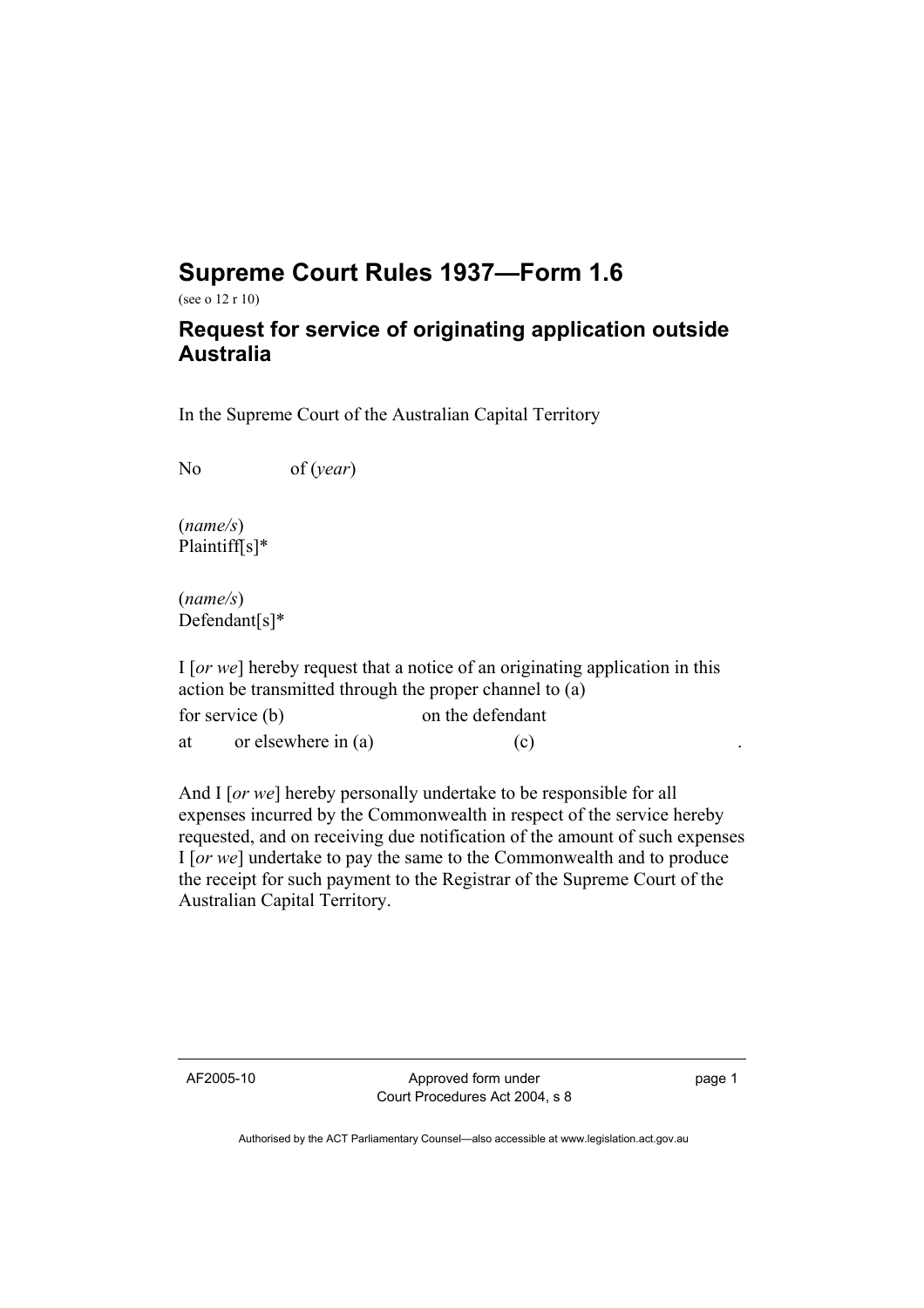# Supreme Court Rules 1937—Form 1.6

(see o 12 r 10)

## Request for service of originating application outside Australia

In the Supreme Court of the Australian Capital Territory

No of (*year*)

(*name/s*)
Plaintiff[s]*

(*name/s*)
Defendant[s]*

I [*or we*] hereby request that a notice of an originating application in this action be transmitted through the proper channel to (a)
for service (b) on the defendant
at or elsewhere in (a) (c) .

And I [*or we*] hereby personally undertake to be responsible for all expenses incurred by the Commonwealth in respect of the service hereby requested, and on receiving due notification of the amount of such expenses I [*or we*] undertake to pay the same to the Commonwealth and to produce the receipt for such payment to the Registrar of the Supreme Court of the Australian Capital Territory.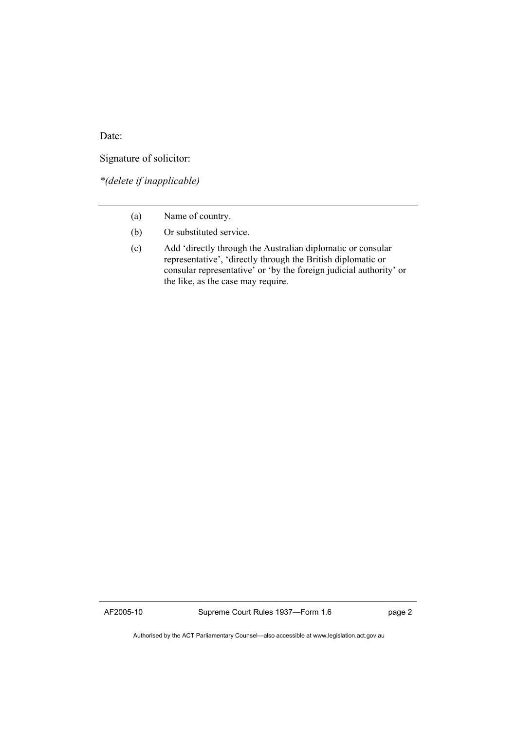Date:

Signature of solicitor:

*(delete if inapplicable)*

---

(a) Name of country.

(b) Or substituted service.

(c) Add 'directly through the Australian diplomatic or consular representative', 'directly through the British diplomatic or consular representative' or 'by the foreign judicial authority' or the like, as the case may require.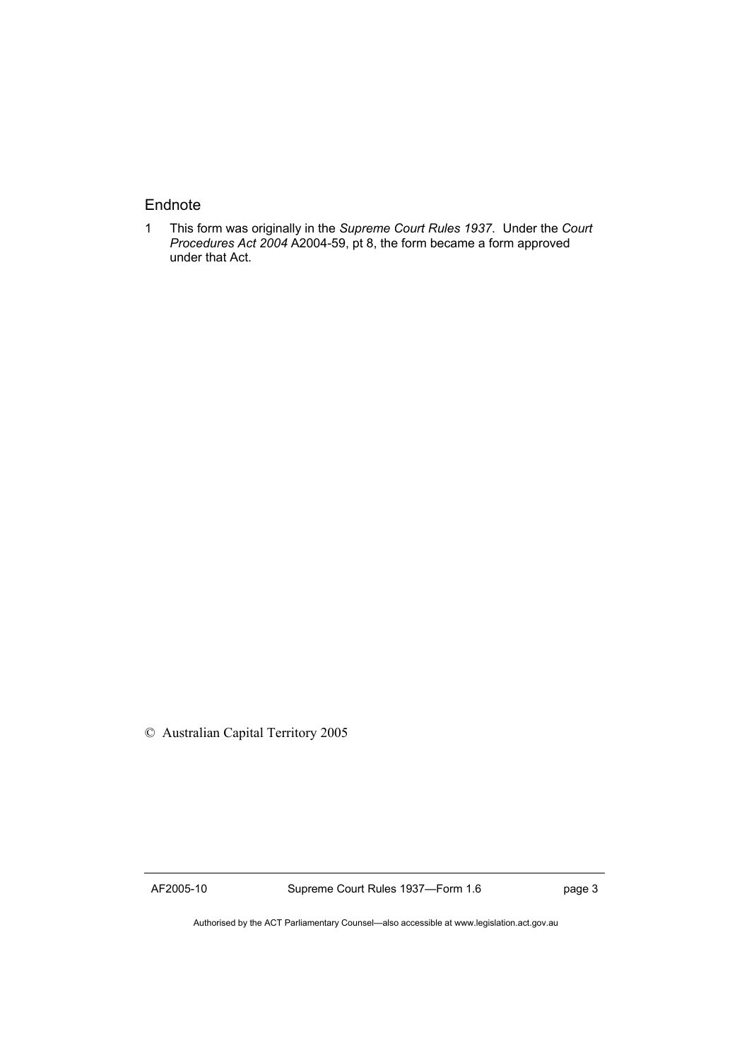## Endnote

1 This form was originally in the *Supreme Court Rules 1937*. Under the *Court Procedures Act 2004* A2004-59, pt 8, the form became a form approved under that Act.

© Australian Capital Territory 2005